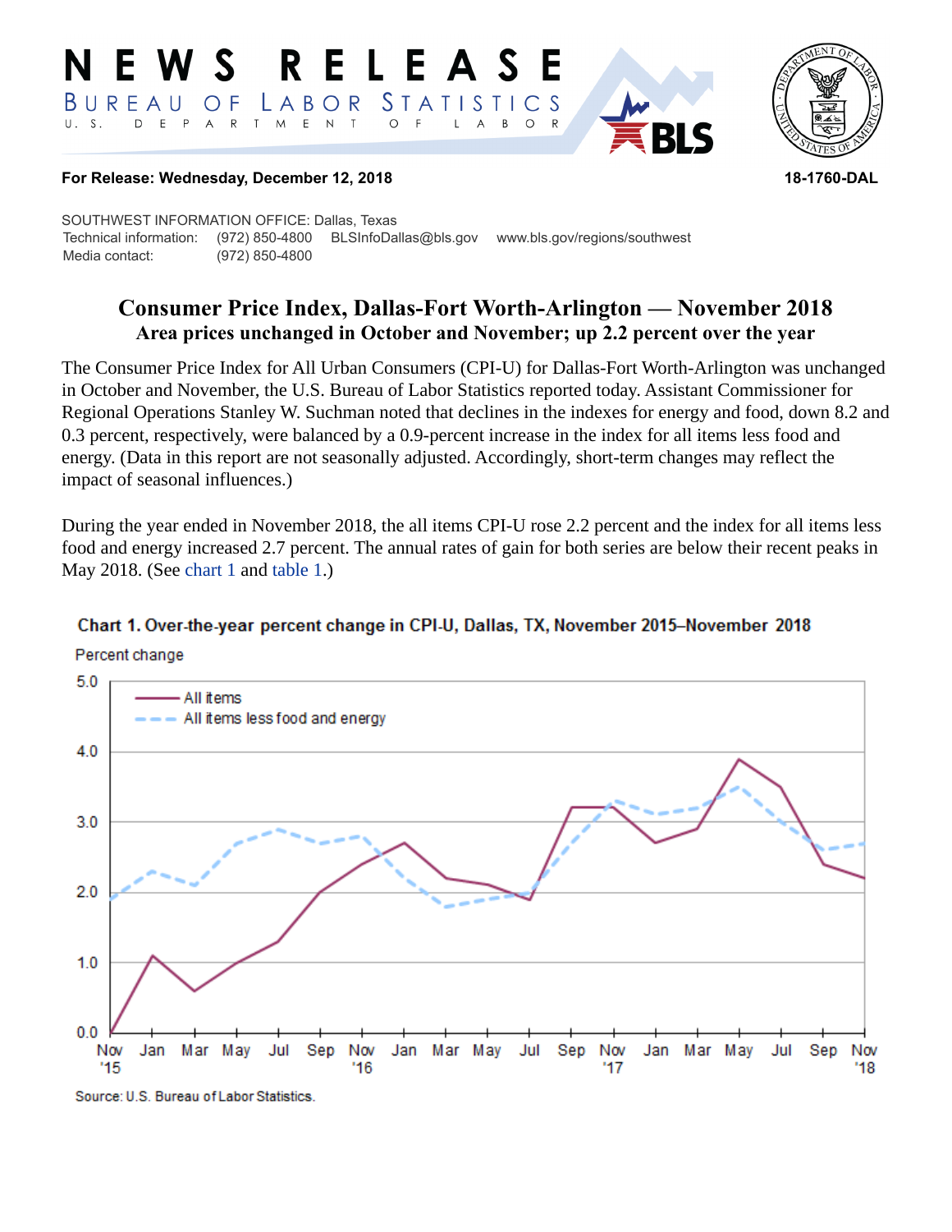# NEWS RELEASE

BUREAU OF LABOR STATISTICS
U. S. DEPARTMENT OF LABOR

**For Release: Wednesday, December 12, 2018** **18-1760-DAL**

SOUTHWEST INFORMATION OFFICE: Dallas, Texas
Technical information: (972) 850-4800 BLSInfoDallas@bls.gov www.bls.gov/regions/southwest
Media contact: (972) 850-4800

## Consumer Price Index, Dallas-Fort Worth-Arlington — November 2018

### Area prices unchanged in October and November; up 2.2 percent over the year

The Consumer Price Index for All Urban Consumers (CPI-U) for Dallas-Fort Worth-Arlington was unchanged in October and November, the U.S. Bureau of Labor Statistics reported today. Assistant Commissioner for Regional Operations Stanley W. Suchman noted that declines in the indexes for energy and food, down 8.2 and 0.3 percent, respectively, were balanced by a 0.9-percent increase in the index for all items less food and energy. (Data in this report are not seasonally adjusted. Accordingly, short-term changes may reflect the impact of seasonal influences.)

During the year ended in November 2018, the all items CPI-U rose 2.2 percent and the index for all items less food and energy increased 2.7 percent. The annual rates of gain for both series are below their recent peaks in May 2018. (See chart 1 and table 1.)

**Chart 1. Over-the-year percent change in CPI-U, Dallas, TX, November 2015–November 2018**

Source: U.S. Bureau of Labor Statistics.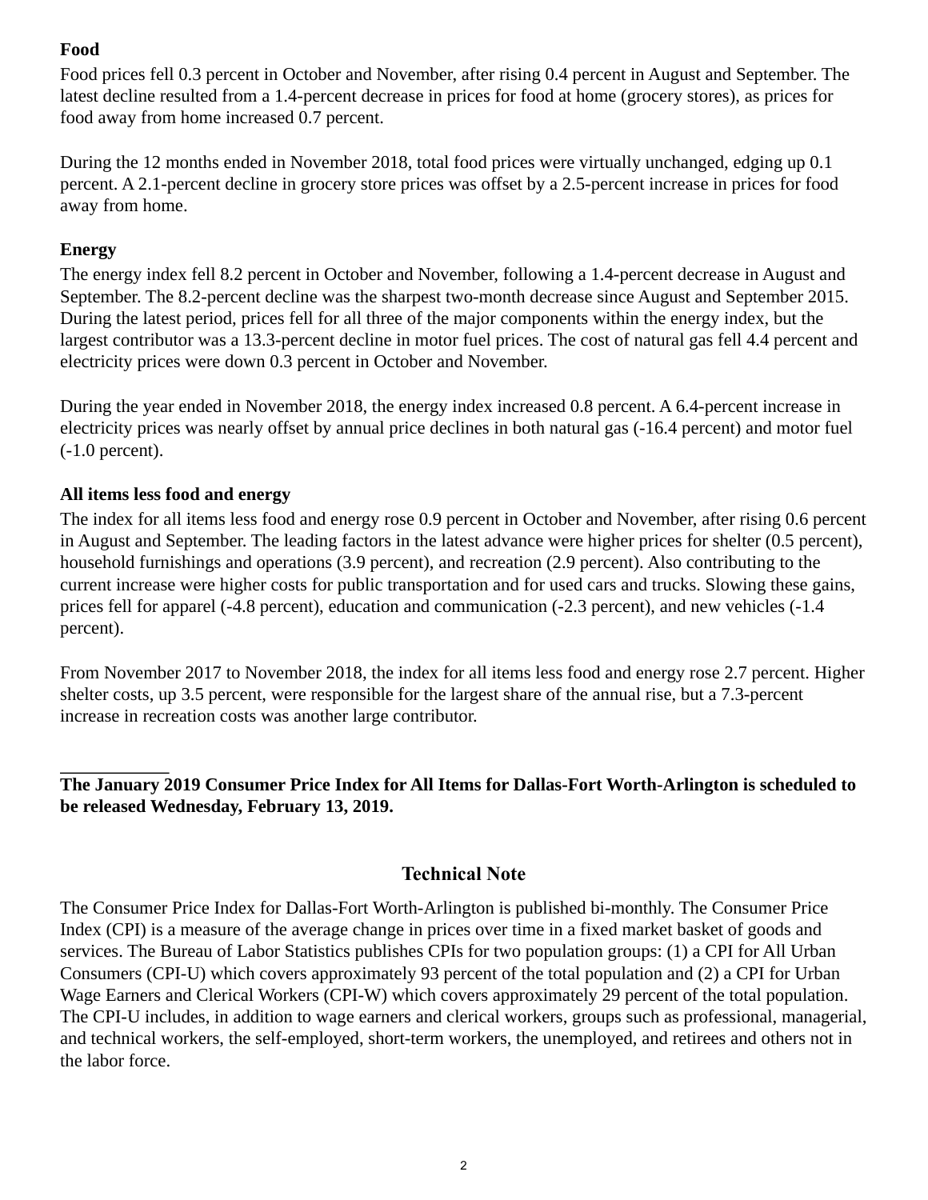**Food**

Food prices fell 0.3 percent in October and November, after rising 0.4 percent in August and September. The latest decline resulted from a 1.4-percent decrease in prices for food at home (grocery stores), as prices for food away from home increased 0.7 percent.

During the 12 months ended in November 2018, total food prices were virtually unchanged, edging up 0.1 percent. A 2.1-percent decline in grocery store prices was offset by a 2.5-percent increase in prices for food away from home.

**Energy**

The energy index fell 8.2 percent in October and November, following a 1.4-percent decrease in August and September. The 8.2-percent decline was the sharpest two-month decrease since August and September 2015. During the latest period, prices fell for all three of the major components within the energy index, but the largest contributor was a 13.3-percent decline in motor fuel prices. The cost of natural gas fell 4.4 percent and electricity prices were down 0.3 percent in October and November.

During the year ended in November 2018, the energy index increased 0.8 percent. A 6.4-percent increase in electricity prices was nearly offset by annual price declines in both natural gas (-16.4 percent) and motor fuel (-1.0 percent).

**All items less food and energy**

The index for all items less food and energy rose 0.9 percent in October and November, after rising 0.6 percent in August and September. The leading factors in the latest advance were higher prices for shelter (0.5 percent), household furnishings and operations (3.9 percent), and recreation (2.9 percent). Also contributing to the current increase were higher costs for public transportation and for used cars and trucks. Slowing these gains, prices fell for apparel (-4.8 percent), education and communication (-2.3 percent), and new vehicles (-1.4 percent).

From November 2017 to November 2018, the index for all items less food and energy rose 2.7 percent. Higher shelter costs, up 3.5 percent, were responsible for the largest share of the annual rise, but a 7.3-percent increase in recreation costs was another large contributor.

___________

**The January 2019 Consumer Price Index for All Items for Dallas-Fort Worth-Arlington is scheduled to be released Wednesday, February 13, 2019.**

## Technical Note

The Consumer Price Index for Dallas-Fort Worth-Arlington is published bi-monthly. The Consumer Price Index (CPI) is a measure of the average change in prices over time in a fixed market basket of goods and services. The Bureau of Labor Statistics publishes CPIs for two population groups: (1) a CPI for All Urban Consumers (CPI-U) which covers approximately 93 percent of the total population and (2) a CPI for Urban Wage Earners and Clerical Workers (CPI-W) which covers approximately 29 percent of the total population. The CPI-U includes, in addition to wage earners and clerical workers, groups such as professional, managerial, and technical workers, the self-employed, short-term workers, the unemployed, and retirees and others not in the labor force.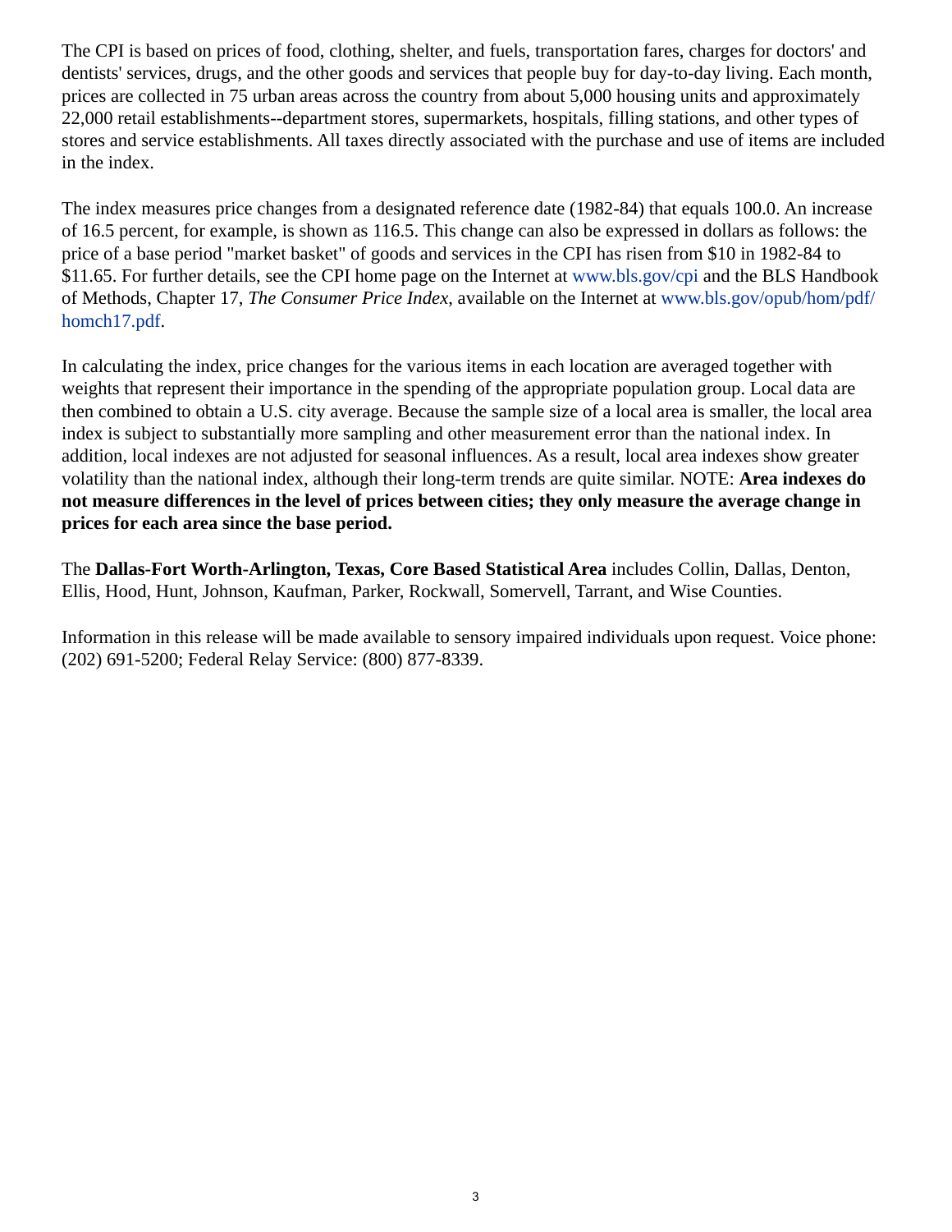The CPI is based on prices of food, clothing, shelter, and fuels, transportation fares, charges for doctors' and dentists' services, drugs, and the other goods and services that people buy for day-to-day living. Each month, prices are collected in 75 urban areas across the country from about 5,000 housing units and approximately 22,000 retail establishments--department stores, supermarkets, hospitals, filling stations, and other types of stores and service establishments. All taxes directly associated with the purchase and use of items are included in the index.

The index measures price changes from a designated reference date (1982-84) that equals 100.0. An increase of 16.5 percent, for example, is shown as 116.5. This change can also be expressed in dollars as follows: the price of a base period "market basket" of goods and services in the CPI has risen from $10 in 1982-84 to $11.65. For further details, see the CPI home page on the Internet at www.bls.gov/cpi and the BLS Handbook of Methods, Chapter 17, *The Consumer Price Index*, available on the Internet at www.bls.gov/opub/hom/pdf/homch17.pdf.

In calculating the index, price changes for the various items in each location are averaged together with weights that represent their importance in the spending of the appropriate population group. Local data are then combined to obtain a U.S. city average. Because the sample size of a local area is smaller, the local area index is subject to substantially more sampling and other measurement error than the national index. In addition, local indexes are not adjusted for seasonal influences. As a result, local area indexes show greater volatility than the national index, although their long-term trends are quite similar. NOTE: **Area indexes do not measure differences in the level of prices between cities; they only measure the average change in prices for each area since the base period.**

The **Dallas-Fort Worth-Arlington, Texas, Core Based Statistical Area** includes Collin, Dallas, Denton, Ellis, Hood, Hunt, Johnson, Kaufman, Parker, Rockwall, Somervell, Tarrant, and Wise Counties.

Information in this release will be made available to sensory impaired individuals upon request. Voice phone: (202) 691-5200; Federal Relay Service: (800) 877-8339.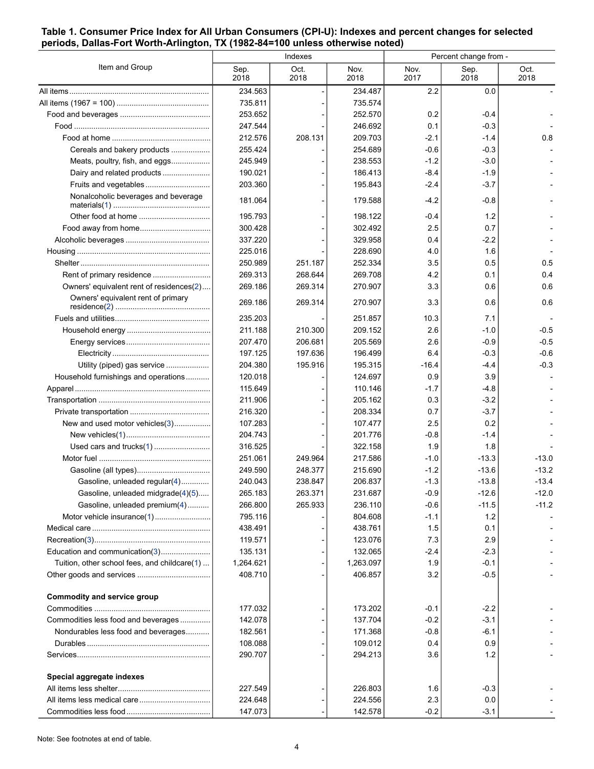**Table 1. Consumer Price Index for All Urban Consumers (CPI-U): Indexes and percent changes for selected periods, Dallas-Fort Worth-Arlington, TX (1982-84=100 unless otherwise noted)**

| Item and Group | Indexes | | | Percent change from - | | |
|---|---|---|---|---|---|---|
| | Sep. 2018 | Oct. 2018 | Nov. 2018 | Nov. 2017 | Sep. 2018 | Oct. 2018 |
| All items | 234.563 | - | 234.487 | 2.2 | 0.0 | - |
| All items (1967 = 100) | 735.811 | - | 735.574 | | | |
| Food and beverages | 253.652 | - | 252.570 | 0.2 | -0.4 | - |
| Food | 247.544 | - | 246.692 | 0.1 | -0.3 | - |
| Food at home | 212.576 | 208.131 | 209.703 | -2.1 | -1.4 | 0.8 |
| Cereals and bakery products | 255.424 | - | 254.689 | -0.6 | -0.3 | - |
| Meats, poultry, fish, and eggs | 245.949 | - | 238.553 | -1.2 | -3.0 | - |
| Dairy and related products | 190.021 | - | 186.413 | -8.4 | -1.9 | - |
| Fruits and vegetables | 203.360 | - | 195.843 | -2.4 | -3.7 | - |
| Nonalcoholic beverages and beverage materials(1) | 181.064 | - | 179.588 | -4.2 | -0.8 | - |
| Other food at home | 195.793 | - | 198.122 | -0.4 | 1.2 | - |
| Food away from home | 300.428 | - | 302.492 | 2.5 | 0.7 | - |
| Alcoholic beverages | 337.220 | - | 329.958 | 0.4 | -2.2 | - |
| Housing | 225.016 | - | 228.690 | 4.0 | 1.6 | - |
| Shelter | 250.989 | 251.187 | 252.334 | 3.5 | 0.5 | 0.5 |
| Rent of primary residence | 269.313 | 268.644 | 269.708 | 4.2 | 0.1 | 0.4 |
| Owners' equivalent rent of residences(2) | 269.186 | 269.314 | 270.907 | 3.3 | 0.6 | 0.6 |
| Owners' equivalent rent of primary residence(2) | 269.186 | 269.314 | 270.907 | 3.3 | 0.6 | 0.6 |
| Fuels and utilities | 235.203 | - | 251.857 | 10.3 | 7.1 | - |
| Household energy | 211.188 | 210.300 | 209.152 | 2.6 | -1.0 | -0.5 |
| Energy services | 207.470 | 206.681 | 205.569 | 2.6 | -0.9 | -0.5 |
| Electricity | 197.125 | 197.636 | 196.499 | 6.4 | -0.3 | -0.6 |
| Utility (piped) gas service | 204.380 | 195.916 | 195.315 | -16.4 | -4.4 | -0.3 |
| Household furnishings and operations | 120.018 | - | 124.697 | 0.9 | 3.9 | - |
| Apparel | 115.649 | - | 110.146 | -1.7 | -4.8 | - |
| Transportation | 211.906 | - | 205.162 | 0.3 | -3.2 | - |
| Private transportation | 216.320 | - | 208.334 | 0.7 | -3.7 | - |
| New and used motor vehicles(3) | 107.283 | - | 107.477 | 2.5 | 0.2 | - |
| New vehicles(1) | 204.743 | - | 201.776 | -0.8 | -1.4 | - |
| Used cars and trucks(1) | 316.525 | - | 322.158 | 1.9 | 1.8 | - |
| Motor fuel | 251.061 | 249.964 | 217.586 | -1.0 | -13.3 | -13.0 |
| Gasoline (all types) | 249.590 | 248.377 | 215.690 | -1.2 | -13.6 | -13.2 |
| Gasoline, unleaded regular(4) | 240.043 | 238.847 | 206.837 | -1.3 | -13.8 | -13.4 |
| Gasoline, unleaded midgrade(4)(5) | 265.183 | 263.371 | 231.687 | -0.9 | -12.6 | -12.0 |
| Gasoline, unleaded premium(4) | 266.800 | 265.933 | 236.110 | -0.6 | -11.5 | -11.2 |
| Motor vehicle insurance(1) | 795.116 | - | 804.608 | -1.1 | 1.2 | - |
| Medical care | 438.491 | - | 438.761 | 1.5 | 0.1 | - |
| Recreation(3) | 119.571 | - | 123.076 | 7.3 | 2.9 | - |
| Education and communication(3) | 135.131 | - | 132.065 | -2.4 | -2.3 | - |
| Tuition, other school fees, and childcare(1) | 1,264.621 | - | 1,263.097 | 1.9 | -0.1 | - |
| Other goods and services | 408.710 | - | 406.857 | 3.2 | -0.5 | - |
| **Commodity and service group** | | | | | | |
| Commodities | 177.032 | - | 173.202 | -0.1 | -2.2 | - |
| Commodities less food and beverages | 142.078 | - | 137.704 | -0.2 | -3.1 | - |
| Nondurables less food and beverages | 182.561 | - | 171.368 | -0.8 | -6.1 | - |
| Durables | 108.088 | - | 109.012 | 0.4 | 0.9 | - |
| Services | 290.707 | - | 294.213 | 3.6 | 1.2 | - |
| **Special aggregate indexes** | | | | | | |
| All items less shelter | 227.549 | - | 226.803 | 1.6 | -0.3 | - |
| All items less medical care | 224.648 | - | 224.556 | 2.3 | 0.0 | - |
| Commodities less food | 147.073 | - | 142.578 | -0.2 | -3.1 | - |

Note: See footnotes at end of table.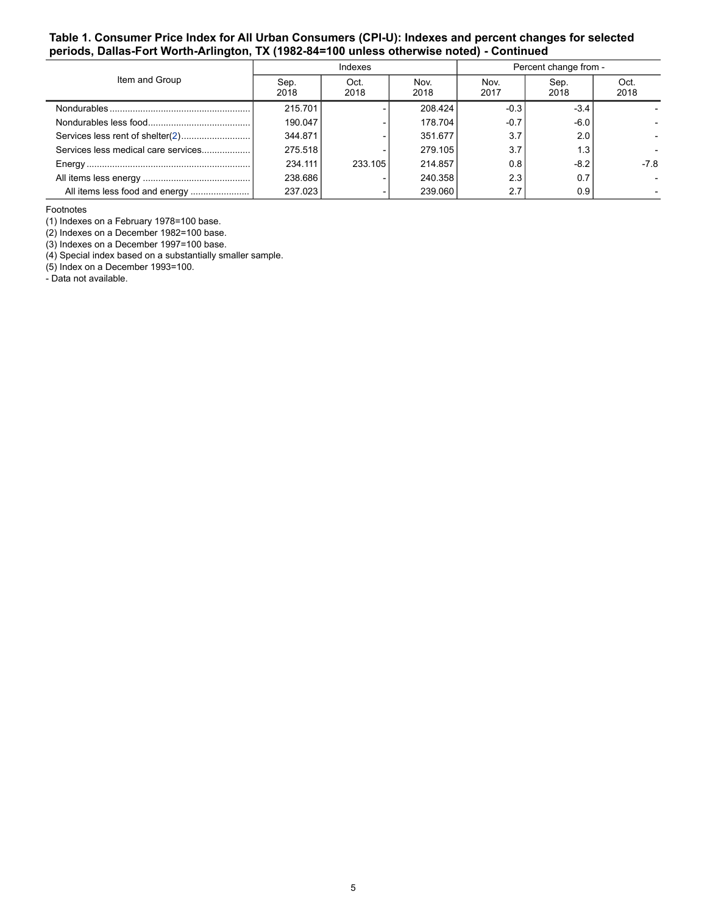**Table 1. Consumer Price Index for All Urban Consumers (CPI-U): Indexes and percent changes for selected periods, Dallas-Fort Worth-Arlington, TX (1982-84=100 unless otherwise noted) - Continued**

| Item and Group | Indexes | | | Percent change from - | | |
|---|---|---|---|---|---|---|
| | Sep. 2018 | Oct. 2018 | Nov. 2018 | Nov. 2017 | Sep. 2018 | Oct. 2018 |
| Nondurables | 215.701 | - | 208.424 | -0.3 | -3.4 | - |
| Nondurables less food | 190.047 | - | 178.704 | -0.7 | -6.0 | - |
| Services less rent of shelter(2) | 344.871 | - | 351.677 | 3.7 | 2.0 | - |
| Services less medical care services | 275.518 | - | 279.105 | 3.7 | 1.3 | - |
| Energy | 234.111 | 233.105 | 214.857 | 0.8 | -8.2 | -7.8 |
| All items less energy | 238.686 | - | 240.358 | 2.3 | 0.7 | - |
| All items less food and energy | 237.023 | - | 239.060 | 2.7 | 0.9 | - |

Footnotes

(1) Indexes on a February 1978=100 base.
(2) Indexes on a December 1982=100 base.
(3) Indexes on a December 1997=100 base.
(4) Special index based on a substantially smaller sample.
(5) Index on a December 1993=100.
- Data not available.